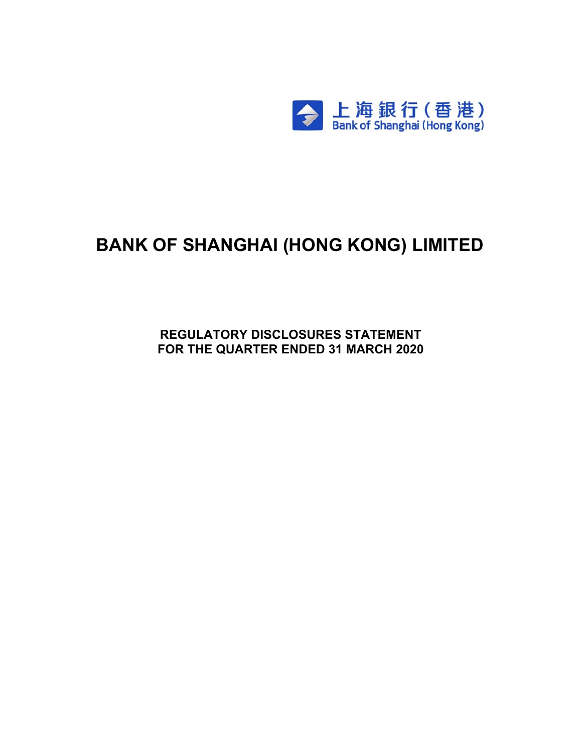上海銀行（香港）
Bank of Shanghai (Hong Kong)

# BANK OF SHANGHAI (HONG KONG) LIMITED

## REGULATORY DISCLOSURES STATEMENT
## FOR THE QUARTER ENDED 31 MARCH 2020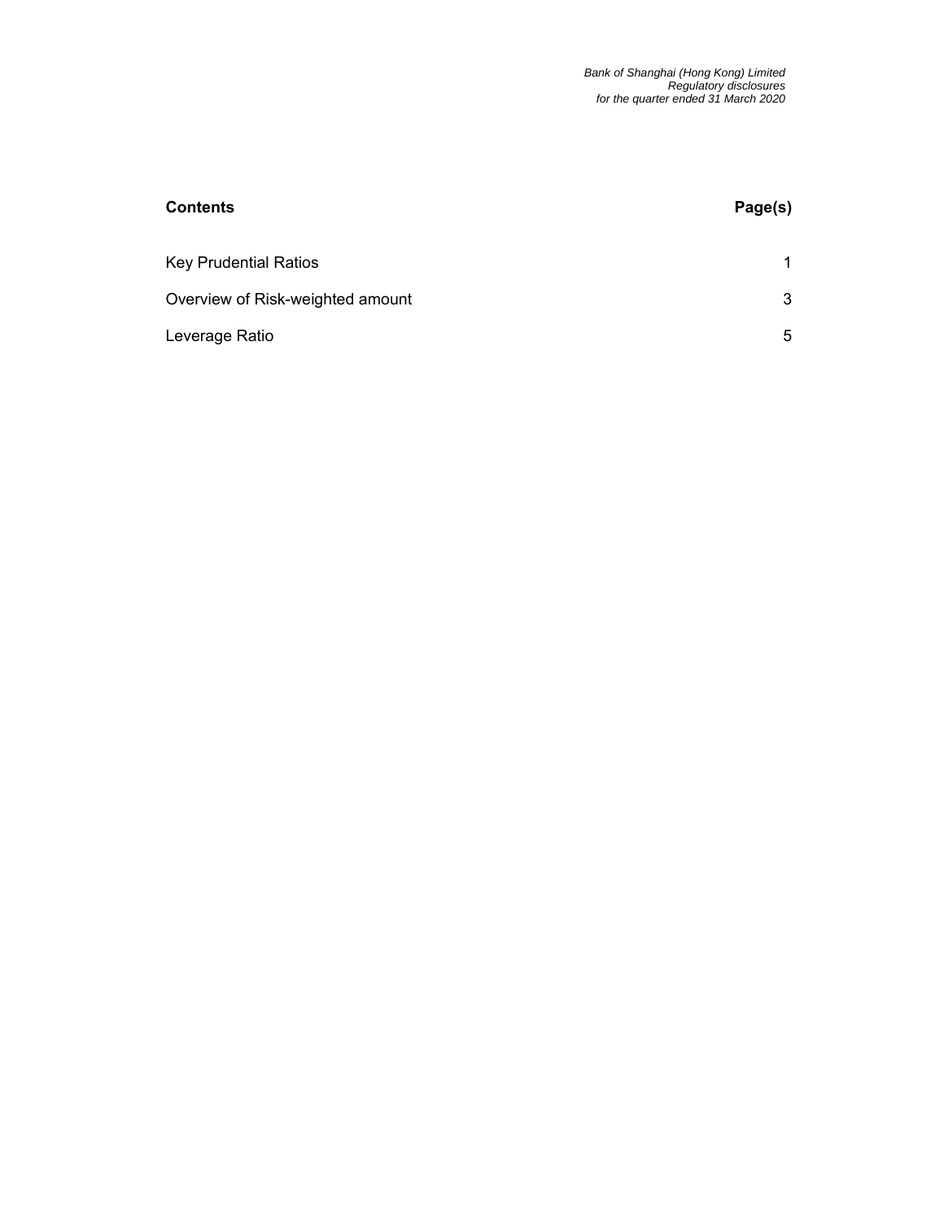| Contents | Page(s) |
| --- | --- |
| Key Prudential Ratios | 1 |
| Overview of Risk-weighted amount | 3 |
| Leverage Ratio | 5 |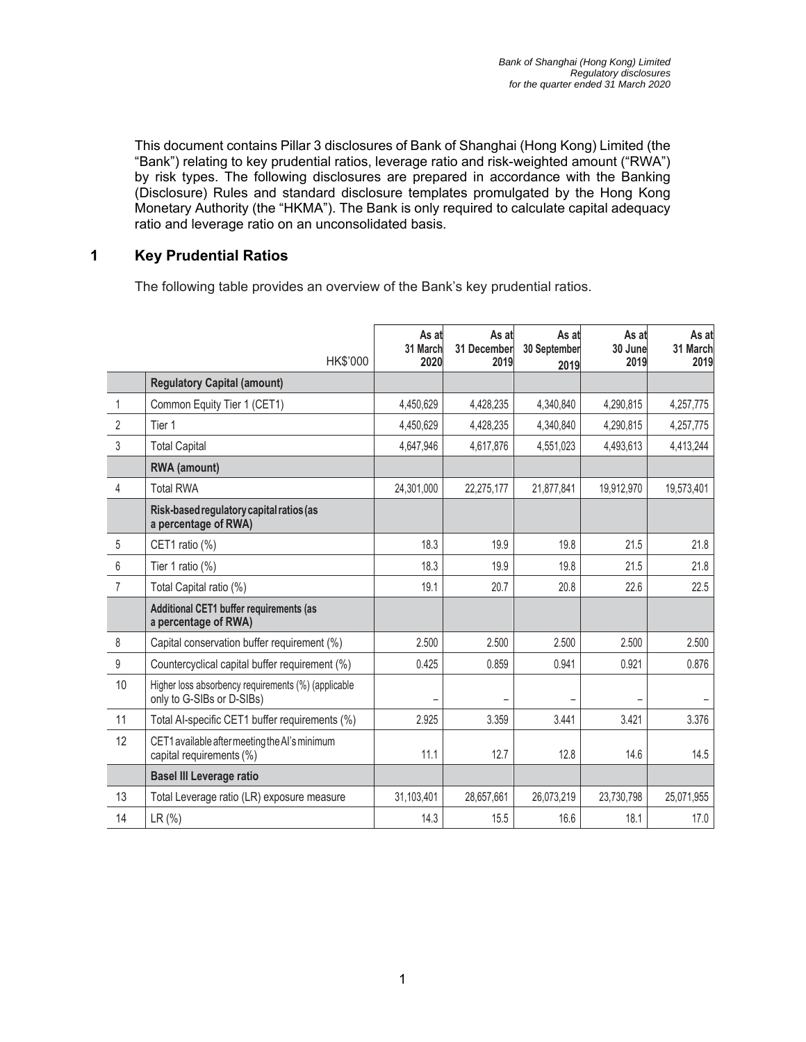This document contains Pillar 3 disclosures of Bank of Shanghai (Hong Kong) Limited (the "Bank") relating to key prudential ratios, leverage ratio and risk-weighted amount ("RWA") by risk types. The following disclosures are prepared in accordance with the Banking (Disclosure) Rules and standard disclosure templates promulgated by the Hong Kong Monetary Authority (the "HKMA"). The Bank is only required to calculate capital adequacy ratio and leverage ratio on an unconsolidated basis.

## 1 Key Prudential Ratios

The following table provides an overview of the Bank's key prudential ratios.

| | HK$'000 | As at 31 March 2020 | As at 31 December 2019 | As at 30 September 2019 | As at 30 June 2019 | As at 31 March 2019 |
|---|---|---|---|---|---|---|
| | **Regulatory Capital (amount)** | | | | | |
| 1 | Common Equity Tier 1 (CET1) | 4,450,629 | 4,428,235 | 4,340,840 | 4,290,815 | 4,257,775 |
| 2 | Tier 1 | 4,450,629 | 4,428,235 | 4,340,840 | 4,290,815 | 4,257,775 |
| 3 | Total Capital | 4,647,946 | 4,617,876 | 4,551,023 | 4,493,613 | 4,413,244 |
| | **RWA (amount)** | | | | | |
| 4 | Total RWA | 24,301,000 | 22,275,177 | 21,877,841 | 19,912,970 | 19,573,401 |
| | **Risk-based regulatory capital ratios (as a percentage of RWA)** | | | | | |
| 5 | CET1 ratio (%) | 18.3 | 19.9 | 19.8 | 21.5 | 21.8 |
| 6 | Tier 1 ratio (%) | 18.3 | 19.9 | 19.8 | 21.5 | 21.8 |
| 7 | Total Capital ratio (%) | 19.1 | 20.7 | 20.8 | 22.6 | 22.5 |
| | **Additional CET1 buffer requirements (as a percentage of RWA)** | | | | | |
| 8 | Capital conservation buffer requirement (%) | 2.500 | 2.500 | 2.500 | 2.500 | 2.500 |
| 9 | Countercyclical capital buffer requirement (%) | 0.425 | 0.859 | 0.941 | 0.921 | 0.876 |
| 10 | Higher loss absorbency requirements (%) (applicable only to G-SIBs or D-SIBs) | – | – | – | – | – |
| 11 | Total AI-specific CET1 buffer requirements (%) | 2.925 | 3.359 | 3.441 | 3.421 | 3.376 |
| 12 | CET1 available after meeting the AI's minimum capital requirements (%) | 11.1 | 12.7 | 12.8 | 14.6 | 14.5 |
| | **Basel III Leverage ratio** | | | | | |
| 13 | Total Leverage ratio (LR) exposure measure | 31,103,401 | 28,657,661 | 26,073,219 | 23,730,798 | 25,071,955 |
| 14 | LR (%) | 14.3 | 15.5 | 16.6 | 18.1 | 17.0 |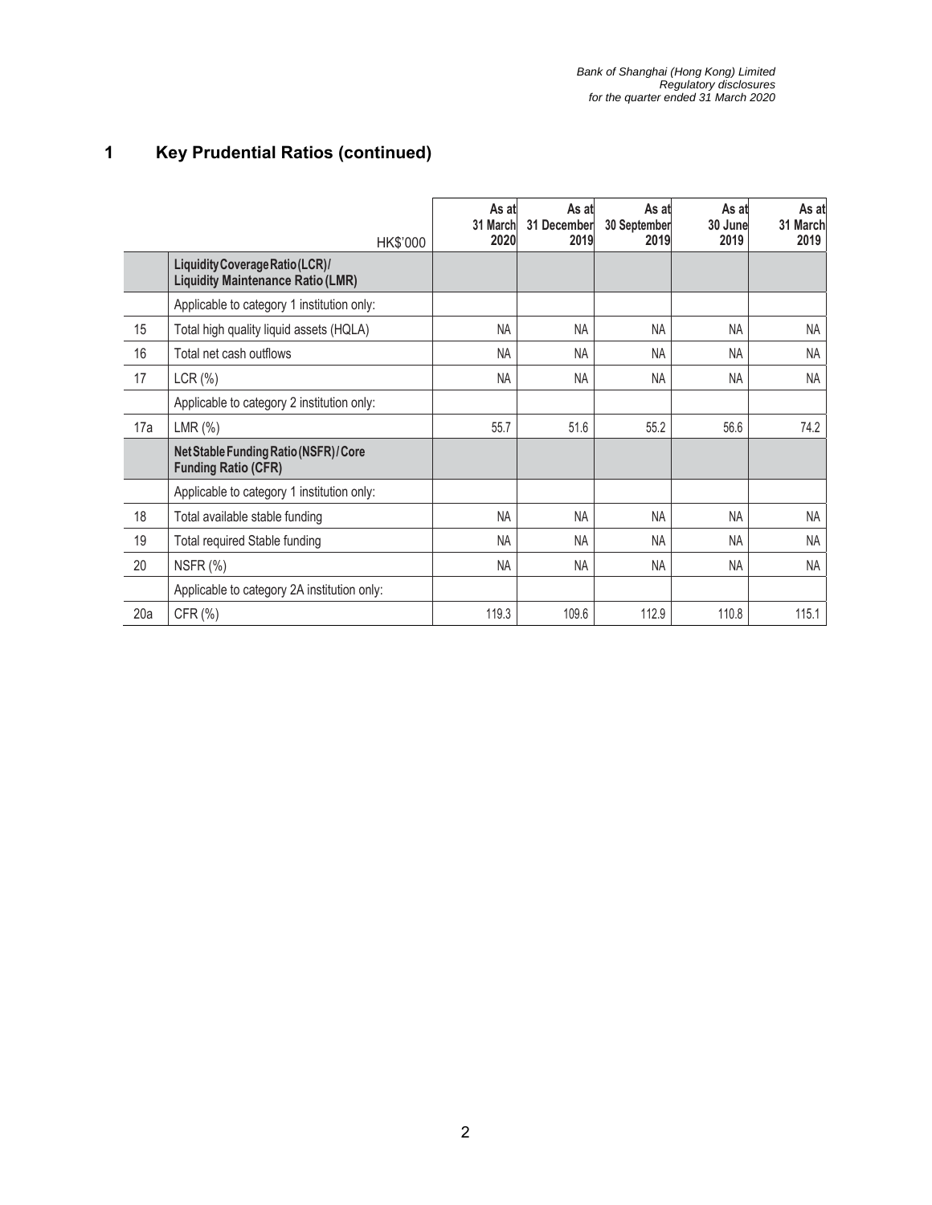# 1 Key Prudential Ratios (continued)

| | HK$'000 | As at 31 March 2020 | As at 31 December 2019 | As at 30 September 2019 | As at 30 June 2019 | As at 31 March 2019 |
|---|---|---|---|---|---|---|
| | **Liquidity Coverage Ratio (LCR) / Liquidity Maintenance Ratio (LMR)** | | | | | |
| | Applicable to category 1 institution only: | | | | | |
| 15 | Total high quality liquid assets (HQLA) | NA | NA | NA | NA | NA |
| 16 | Total net cash outflows | NA | NA | NA | NA | NA |
| 17 | LCR (%) | NA | NA | NA | NA | NA |
| | Applicable to category 2 institution only: | | | | | |
| 17a | LMR (%) | 55.7 | 51.6 | 55.2 | 56.6 | 74.2 |
| | **Net Stable Funding Ratio (NSFR) / Core Funding Ratio (CFR)** | | | | | |
| | Applicable to category 1 institution only: | | | | | |
| 18 | Total available stable funding | NA | NA | NA | NA | NA |
| 19 | Total required Stable funding | NA | NA | NA | NA | NA |
| 20 | NSFR (%) | NA | NA | NA | NA | NA |
| | Applicable to category 2A institution only: | | | | | |
| 20a | CFR (%) | 119.3 | 109.6 | 112.9 | 110.8 | 115.1 |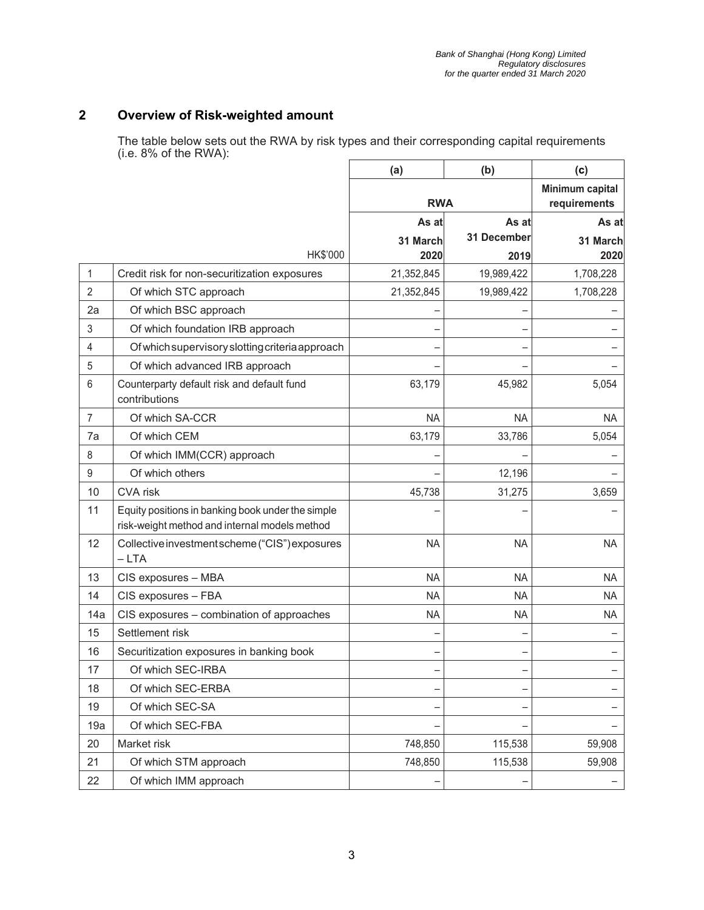## 2 Overview of Risk-weighted amount

The table below sets out the RWA by risk types and their corresponding capital requirements (i.e. 8% of the RWA):

| | | (a) | (b) | (c) |
|---|---|---|---|---|
| | | RWA | | Minimum capital requirements |
| | HK$'000 | As at 31 March 2020 | As at 31 December 2019 | As at 31 March 2020 |
| 1 | Credit risk for non-securitization exposures | 21,352,845 | 19,989,422 | 1,708,228 |
| 2 | Of which STC approach | 21,352,845 | 19,989,422 | 1,708,228 |
| 2a | Of which BSC approach | – | – | – |
| 3 | Of which foundation IRB approach | – | – | – |
| 4 | Of which supervisory slotting criteria approach | – | – | – |
| 5 | Of which advanced IRB approach | – | – | – |
| 6 | Counterparty default risk and default fund contributions | 63,179 | 45,982 | 5,054 |
| 7 | Of which SA-CCR | NA | NA | NA |
| 7a | Of which CEM | 63,179 | 33,786 | 5,054 |
| 8 | Of which IMM(CCR) approach | – | – | – |
| 9 | Of which others | – | 12,196 | – |
| 10 | CVA risk | 45,738 | 31,275 | 3,659 |
| 11 | Equity positions in banking book under the simple risk-weight method and internal models method | – | – | – |
| 12 | Collective investment scheme ("CIS") exposures – LTA | NA | NA | NA |
| 13 | CIS exposures – MBA | NA | NA | NA |
| 14 | CIS exposures – FBA | NA | NA | NA |
| 14a | CIS exposures – combination of approaches | NA | NA | NA |
| 15 | Settlement risk | – | – | – |
| 16 | Securitization exposures in banking book | – | – | – |
| 17 | Of which SEC-IRBA | – | – | – |
| 18 | Of which SEC-ERBA | – | – | – |
| 19 | Of which SEC-SA | – | – | – |
| 19a | Of which SEC-FBA | – | – | – |
| 20 | Market risk | 748,850 | 115,538 | 59,908 |
| 21 | Of which STM approach | 748,850 | 115,538 | 59,908 |
| 22 | Of which IMM approach | – | – | – |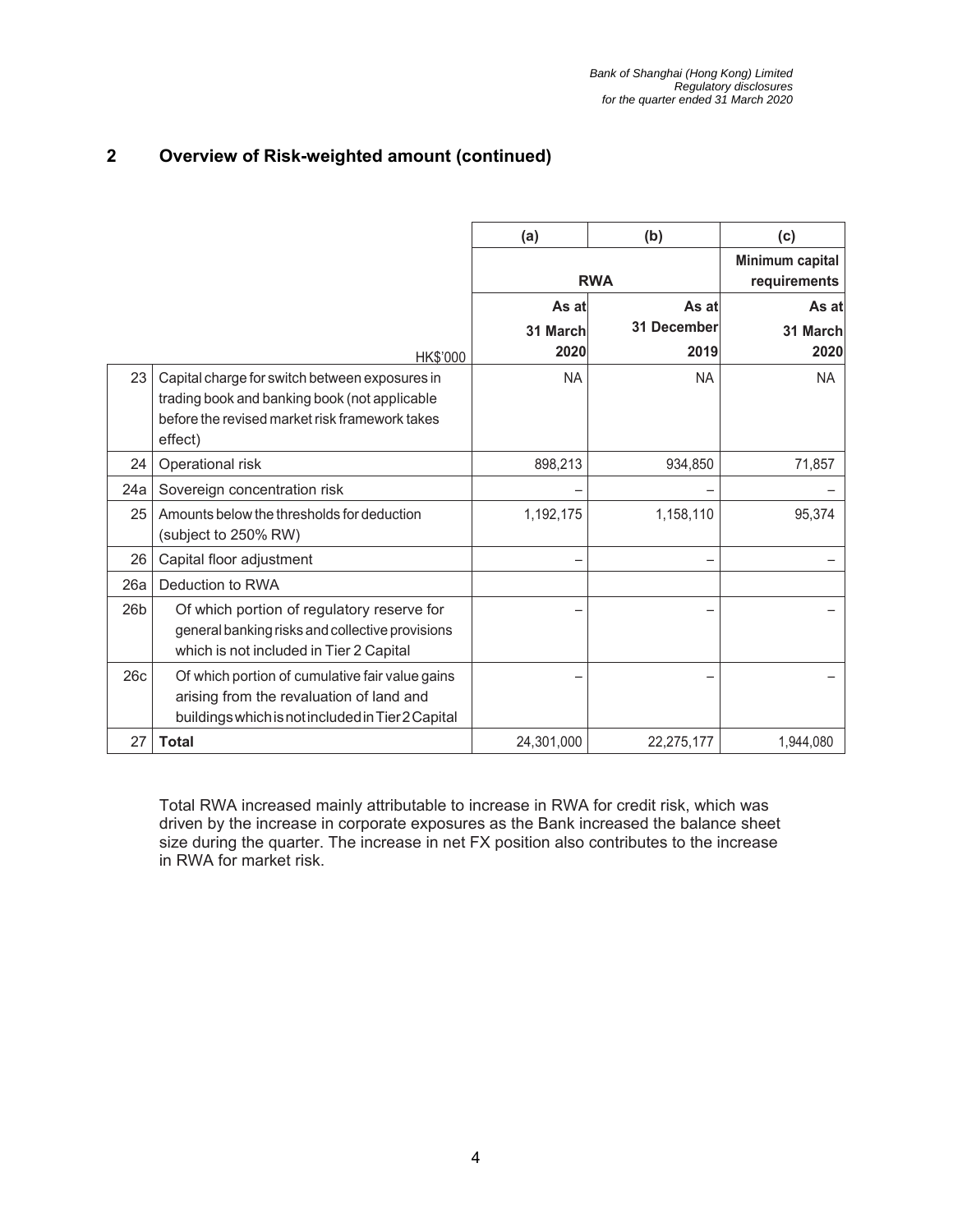## 2 Overview of Risk-weighted amount (continued)

| | | (a) | (b) | (c) |
|---|---|---|---|---|
| | | RWA | | Minimum capital requirements |
| | HK$'000 | As at 31 March 2020 | As at 31 December 2019 | As at 31 March 2020 |
| 23 | Capital charge for switch between exposures in trading book and banking book (not applicable before the revised market risk framework takes effect) | NA | NA | NA |
| 24 | Operational risk | 898,213 | 934,850 | 71,857 |
| 24a | Sovereign concentration risk | – | – | – |
| 25 | Amounts below the thresholds for deduction (subject to 250% RW) | 1,192,175 | 1,158,110 | 95,374 |
| 26 | Capital floor adjustment | – | – | – |
| 26a | Deduction to RWA | | | |
| 26b | Of which portion of regulatory reserve for general banking risks and collective provisions which is not included in Tier 2 Capital | – | – | – |
| 26c | Of which portion of cumulative fair value gains arising from the revaluation of land and buildings which is not included in Tier 2 Capital | – | – | – |
| 27 | **Total** | 24,301,000 | 22,275,177 | 1,944,080 |

Total RWA increased mainly attributable to increase in RWA for credit risk, which was driven by the increase in corporate exposures as the Bank increased the balance sheet size during the quarter. The increase in net FX position also contributes to the increase in RWA for market risk.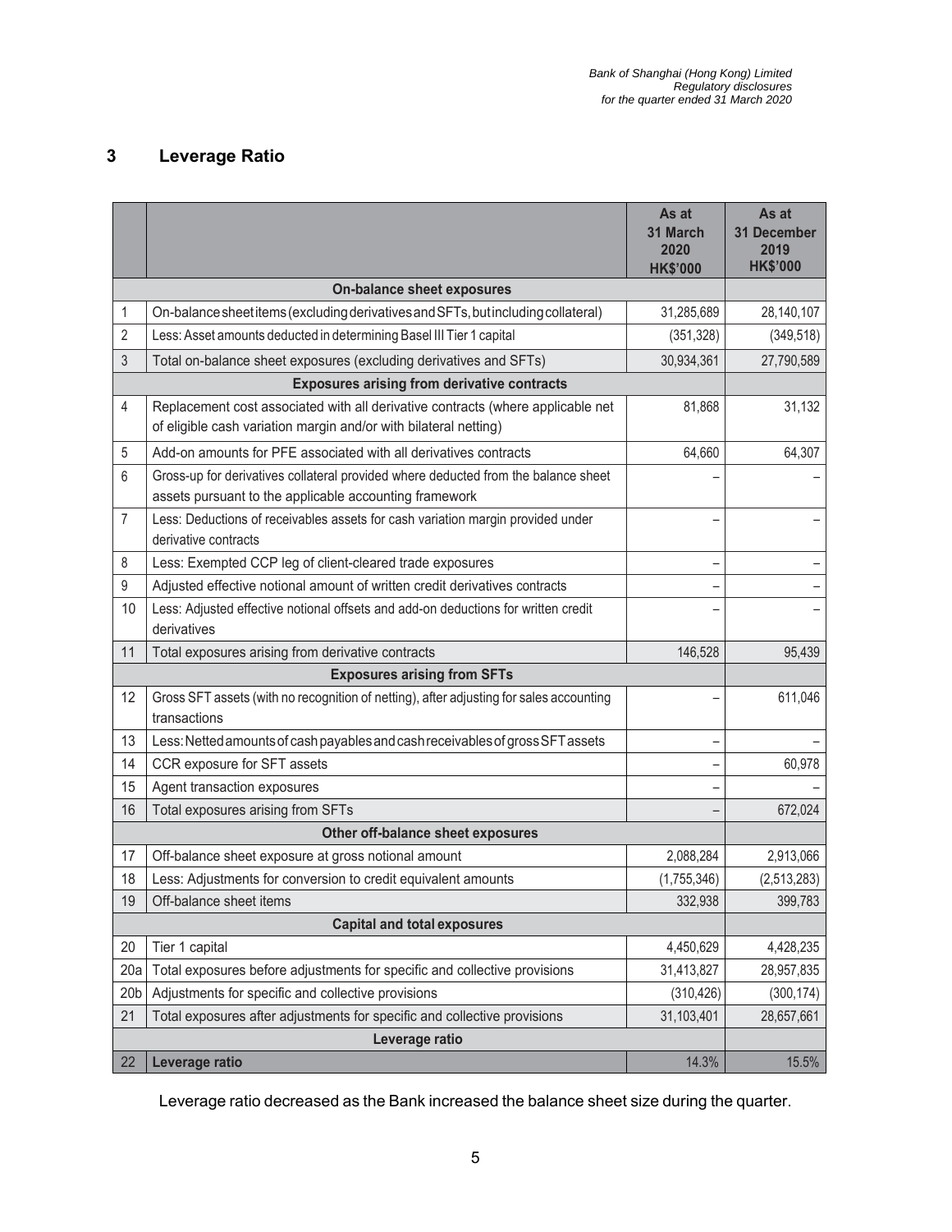## 3 Leverage Ratio

| | | As at 31 March 2020 HK$'000 | As at 31 December 2019 HK$'000 |
|---|---|---|---|
| | **On-balance sheet exposures** | | |
| 1 | On-balance sheet items (excluding derivatives and SFTs, but including collateral) | 31,285,689 | 28,140,107 |
| 2 | Less: Asset amounts deducted in determining Basel III Tier 1 capital | (351,328) | (349,518) |
| 3 | Total on-balance sheet exposures (excluding derivatives and SFTs) | 30,934,361 | 27,790,589 |
| | **Exposures arising from derivative contracts** | | |
| 4 | Replacement cost associated with all derivative contracts (where applicable net of eligible cash variation margin and/or with bilateral netting) | 81,868 | 31,132 |
| 5 | Add-on amounts for PFE associated with all derivatives contracts | 64,660 | 64,307 |
| 6 | Gross-up for derivatives collateral provided where deducted from the balance sheet assets pursuant to the applicable accounting framework | – | – |
| 7 | Less: Deductions of receivables assets for cash variation margin provided under derivative contracts | – | – |
| 8 | Less: Exempted CCP leg of client-cleared trade exposures | – | – |
| 9 | Adjusted effective notional amount of written credit derivatives contracts | – | – |
| 10 | Less: Adjusted effective notional offsets and add-on deductions for written credit derivatives | – | – |
| 11 | Total exposures arising from derivative contracts | 146,528 | 95,439 |
| | **Exposures arising from SFTs** | | |
| 12 | Gross SFT assets (with no recognition of netting), after adjusting for sales accounting transactions | – | 611,046 |
| 13 | Less: Netted amounts of cash payables and cash receivables of gross SFT assets | – | – |
| 14 | CCR exposure for SFT assets | – | 60,978 |
| 15 | Agent transaction exposures | – | – |
| 16 | Total exposures arising from SFTs | – | 672,024 |
| | **Other off-balance sheet exposures** | | |
| 17 | Off-balance sheet exposure at gross notional amount | 2,088,284 | 2,913,066 |
| 18 | Less: Adjustments for conversion to credit equivalent amounts | (1,755,346) | (2,513,283) |
| 19 | Off-balance sheet items | 332,938 | 399,783 |
| | **Capital and total exposures** | | |
| 20 | Tier 1 capital | 4,450,629 | 4,428,235 |
| 20a | Total exposures before adjustments for specific and collective provisions | 31,413,827 | 28,957,835 |
| 20b | Adjustments for specific and collective provisions | (310,426) | (300,174) |
| 21 | Total exposures after adjustments for specific and collective provisions | 31,103,401 | 28,657,661 |
| | **Leverage ratio** | | |
| 22 | **Leverage ratio** | 14.3% | 15.5% |

Leverage ratio decreased as the Bank increased the balance sheet size during the quarter.